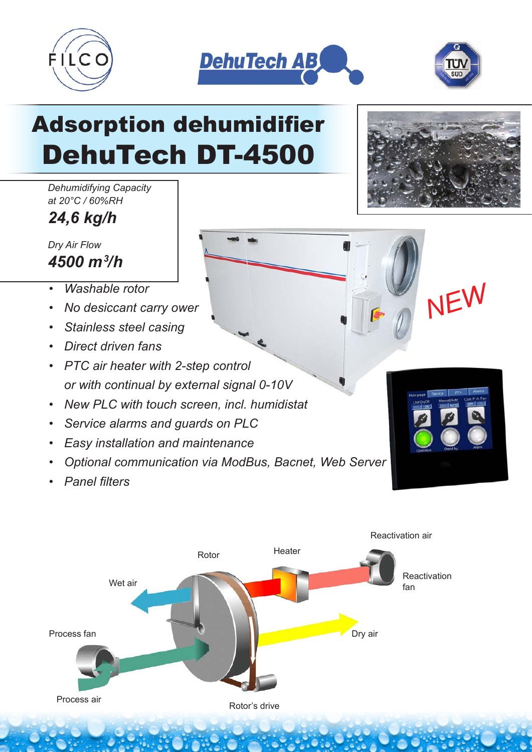# Adsorption dehumidifier
# DehuTech DT-4500

*Dehumidifying Capacity at 20°C / 60%RH*

***24,6 kg/h***

*Dry Air Flow*

***4500 m³/h***

NEW

- *Washable rotor*
- *No desiccant carry ower*
- *Stainless steel casing*
- *Direct driven fans*
- *PTC air heater with 2-step control or with continual by external signal 0-10V*
- *New PLC with touch screen, incl. humidistat*
- *Service alarms and guards on PLC*
- *Easy installation and maintenance*
- *Optional communication via ModBus, Bacnet, Web Server*
- *Panel filters*

Reactivation air

Rotor

Heater

Wet air

Reactivation fan

Process fan

Dry air

Process air

Rotor's drive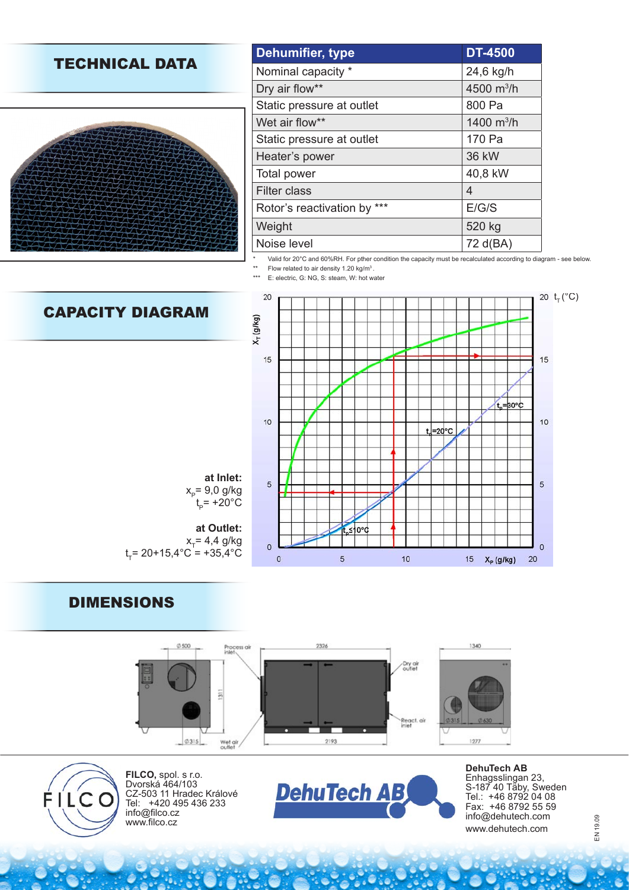## TECHNICAL DATA

| Dehumifier, type | DT-4500 |
|---|---|
| Nominal capacity * | 24,6 kg/h |
| Dry air flow** | 4500 $m^3$/h |
| Static pressure at outlet | 800 Pa |
| Wet air flow** | 1400 $m^3$/h |
| Static pressure at outlet | 170 Pa |
| Heater's power | 36 kW |
| Total power | 40,8 kW |
| Filter class | 4 |
| Rotor's reactivation by *** | E/G/S |
| Weight | 520 kg |
| Noise level | 72 d(BA) |

\* Valid for 20°C and 60%RH. For pther condition the capacity must be recalculated according to diagram - see below.

** Flow related to air density 1.20 kg/$m^3$.

*** E: electric, G: NG, S: steam, W: hot water

## CAPACITY DIAGRAM

$X_T$ (g/kg)

$t_T$ (°C)

$X_P$ (g/kg)

20, 15, 10, 5, 0

0, 5, 10, 15, 20

$t_p$=30°C

$t_p$=20°C

$t_p$≤10°C

**at Inlet:**
$x_P$= 9,0 g/kg
$t_P$= +20°C

**at Outlet:**
$x_T$= 4,4 g/kg
$t_T$= 20+15,4°C = +35,4°C

## DIMENSIONS

Ø 500

Process air inlet

1311

Ø 315

Wet air outlet

2326

2193

Dry air outlet

React. air inlet

1340

Ø 315

Ø 630

1277

**FILCO,** spol. s r.o.
Dvorská 464/103
CZ-503 11 Hradec Králové
Tel: +420 495 436 233
info@filco.cz
www.filco.cz

**DehuTech AB**
Enhagsslingan 23,
S-187 40 Täby, Sweden
Tel.: +46 8792 04 08
Fax: +46 8792 55 59
info@dehutech.com
www.dehutech.com

EN 19.09